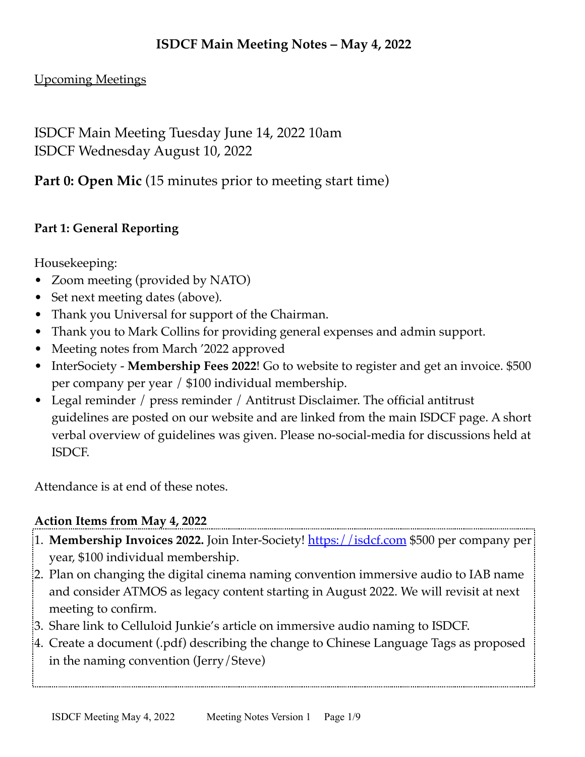# ISDCF Main Meeting Notes – May 4, 2022

Upcoming Meetings

ISDCF Main Meeting Tuesday June 14, 2022 10am
ISDCF Wednesday August 10, 2022

**Part 0: Open Mic** (15 minutes prior to meeting start time)

### Part 1: General Reporting

Housekeeping:

- Zoom meeting (provided by NATO)
- Set next meeting dates (above).
- Thank you Universal for support of the Chairman.
- Thank you to Mark Collins for providing general expenses and admin support.
- Meeting notes from March '2022 approved
- InterSociety - **Membership Fees 2022**! Go to website to register and get an invoice. $500 per company per year / $100 individual membership.
- Legal reminder / press reminder / Antitrust Disclaimer. The official antitrust guidelines are posted on our website and are linked from the main ISDCF page. A short verbal overview of guidelines was given. Please no-social-media for discussions held at ISDCF.

Attendance is at end of these notes.

**Action Items from May 4, 2022**

1. **Membership Invoices 2022.** Join Inter-Society! https://isdcf.com $500 per company per year, $100 individual membership.
2. Plan on changing the digital cinema naming convention immersive audio to IAB name and consider ATMOS as legacy content starting in August 2022. We will revisit at next meeting to confirm.
3. Share link to Celluloid Junkie's article on immersive audio naming to ISDCF.
4. Create a document (.pdf) describing the change to Chinese Language Tags as proposed in the naming convention (Jerry/Steve)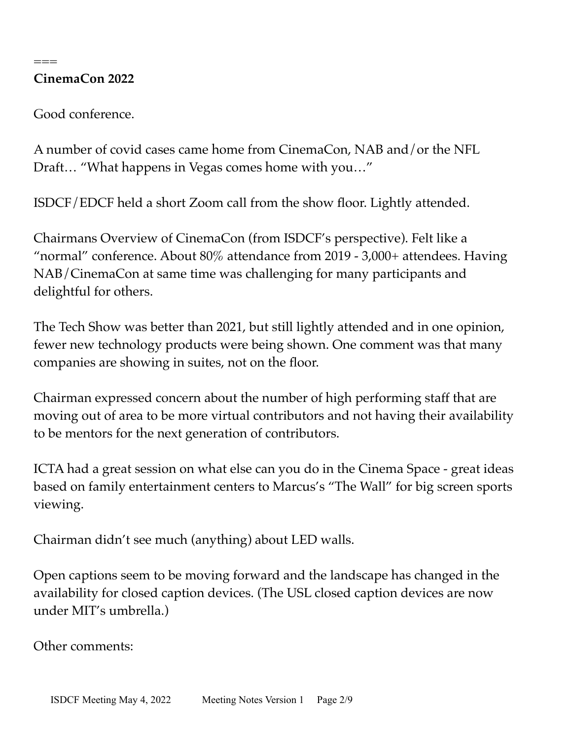===

**CinemaCon 2022**

Good conference.

A number of covid cases came home from CinemaCon, NAB and/or the NFL Draft… "What happens in Vegas comes home with you…"

ISDCF/EDCF held a short Zoom call from the show floor. Lightly attended.

Chairmans Overview of CinemaCon (from ISDCF's perspective). Felt like a "normal" conference. About 80% attendance from 2019 - 3,000+ attendees. Having NAB/CinemaCon at same time was challenging for many participants and delightful for others.

The Tech Show was better than 2021, but still lightly attended and in one opinion, fewer new technology products were being shown. One comment was that many companies are showing in suites, not on the floor.

Chairman expressed concern about the number of high performing staff that are moving out of area to be more virtual contributors and not having their availability to be mentors for the next generation of contributors.

ICTA had a great session on what else can you do in the Cinema Space - great ideas based on family entertainment centers to Marcus's "The Wall" for big screen sports viewing.

Chairman didn't see much (anything) about LED walls.

Open captions seem to be moving forward and the landscape has changed in the availability for closed caption devices. (The USL closed caption devices are now under MIT's umbrella.)

Other comments: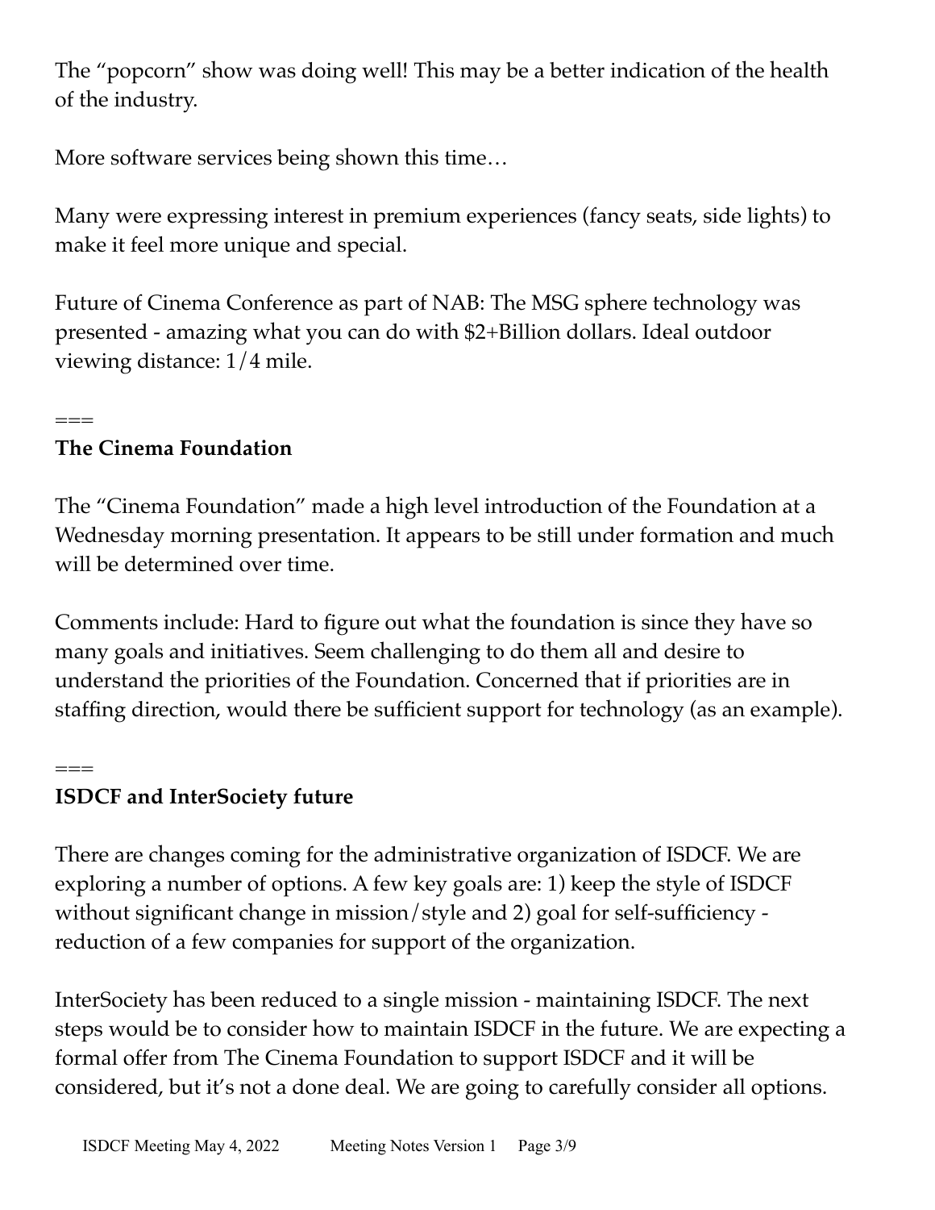The "popcorn" show was doing well! This may be a better indication of the health of the industry.

More software services being shown this time…

Many were expressing interest in premium experiences (fancy seats, side lights) to make it feel more unique and special.

Future of Cinema Conference as part of NAB: The MSG sphere technology was presented - amazing what you can do with $2+Billion dollars. Ideal outdoor viewing distance: 1/4 mile.

===

**The Cinema Foundation**

The "Cinema Foundation" made a high level introduction of the Foundation at a Wednesday morning presentation. It appears to be still under formation and much will be determined over time.

Comments include: Hard to figure out what the foundation is since they have so many goals and initiatives. Seem challenging to do them all and desire to understand the priorities of the Foundation. Concerned that if priorities are in staffing direction, would there be sufficient support for technology (as an example).

===

**ISDCF and InterSociety future**

There are changes coming for the administrative organization of ISDCF. We are exploring a number of options. A few key goals are: 1) keep the style of ISDCF without significant change in mission/style and 2) goal for self-sufficiency - reduction of a few companies for support of the organization.

InterSociety has been reduced to a single mission - maintaining ISDCF. The next steps would be to consider how to maintain ISDCF in the future. We are expecting a formal offer from The Cinema Foundation to support ISDCF and it will be considered, but it's not a done deal. We are going to carefully consider all options.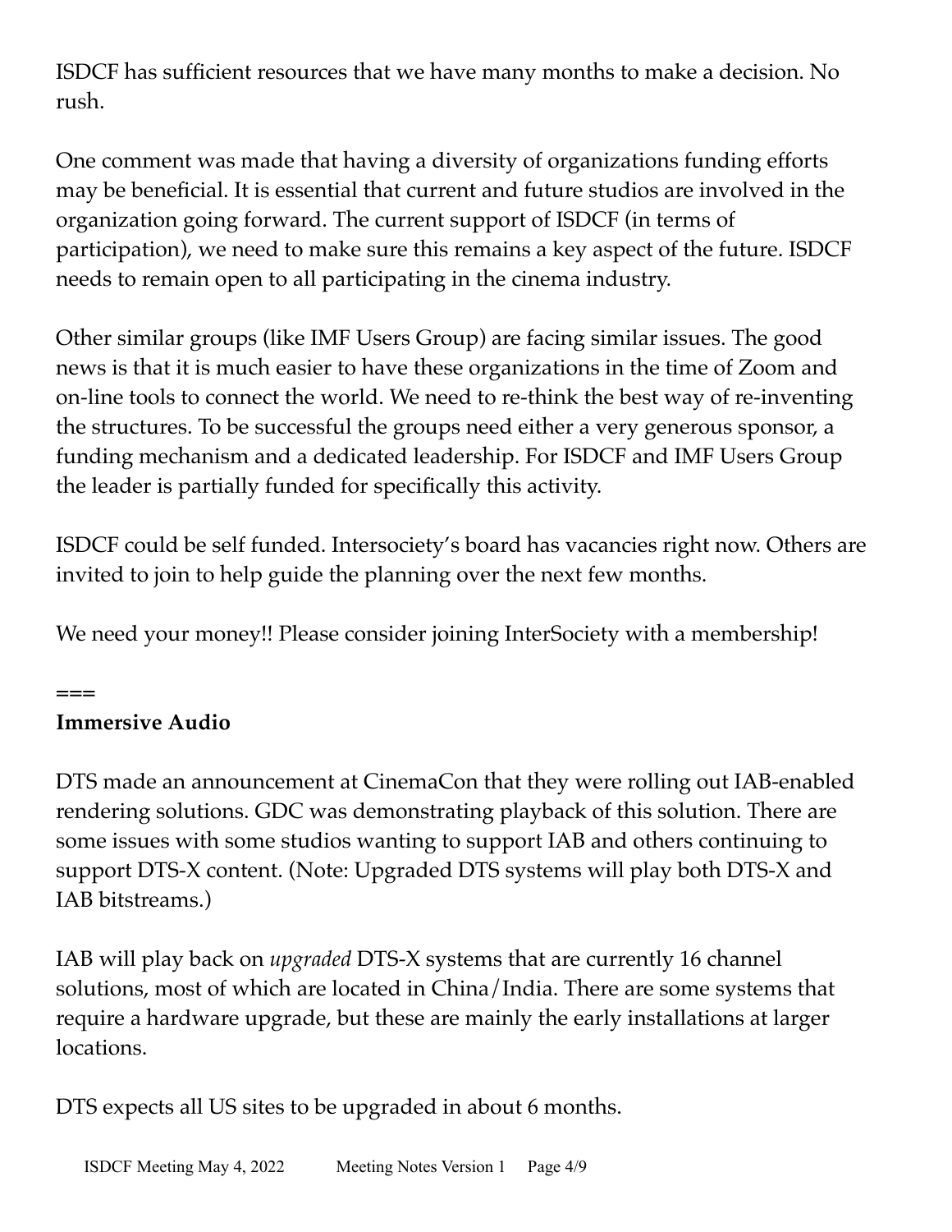ISDCF has sufficient resources that we have many months to make a decision. No rush.

One comment was made that having a diversity of organizations funding efforts may be beneficial. It is essential that current and future studios are involved in the organization going forward. The current support of ISDCF (in terms of participation), we need to make sure this remains a key aspect of the future. ISDCF needs to remain open to all participating in the cinema industry.

Other similar groups (like IMF Users Group) are facing similar issues. The good news is that it is much easier to have these organizations in the time of Zoom and on-line tools to connect the world. We need to re-think the best way of re-inventing the structures. To be successful the groups need either a very generous sponsor, a funding mechanism and a dedicated leadership. For ISDCF and IMF Users Group the leader is partially funded for specifically this activity.

ISDCF could be self funded. Intersociety's board has vacancies right now. Others are invited to join to help guide the planning over the next few months.

We need your money!! Please consider joining InterSociety with a membership!

===

**Immersive Audio**

DTS made an announcement at CinemaCon that they were rolling out IAB-enabled rendering solutions. GDC was demonstrating playback of this solution. There are some issues with some studios wanting to support IAB and others continuing to support DTS-X content. (Note: Upgraded DTS systems will play both DTS-X and IAB bitstreams.)

IAB will play back on *upgraded* DTS-X systems that are currently 16 channel solutions, most of which are located in China/India. There are some systems that require a hardware upgrade, but these are mainly the early installations at larger locations.

DTS expects all US sites to be upgraded in about 6 months.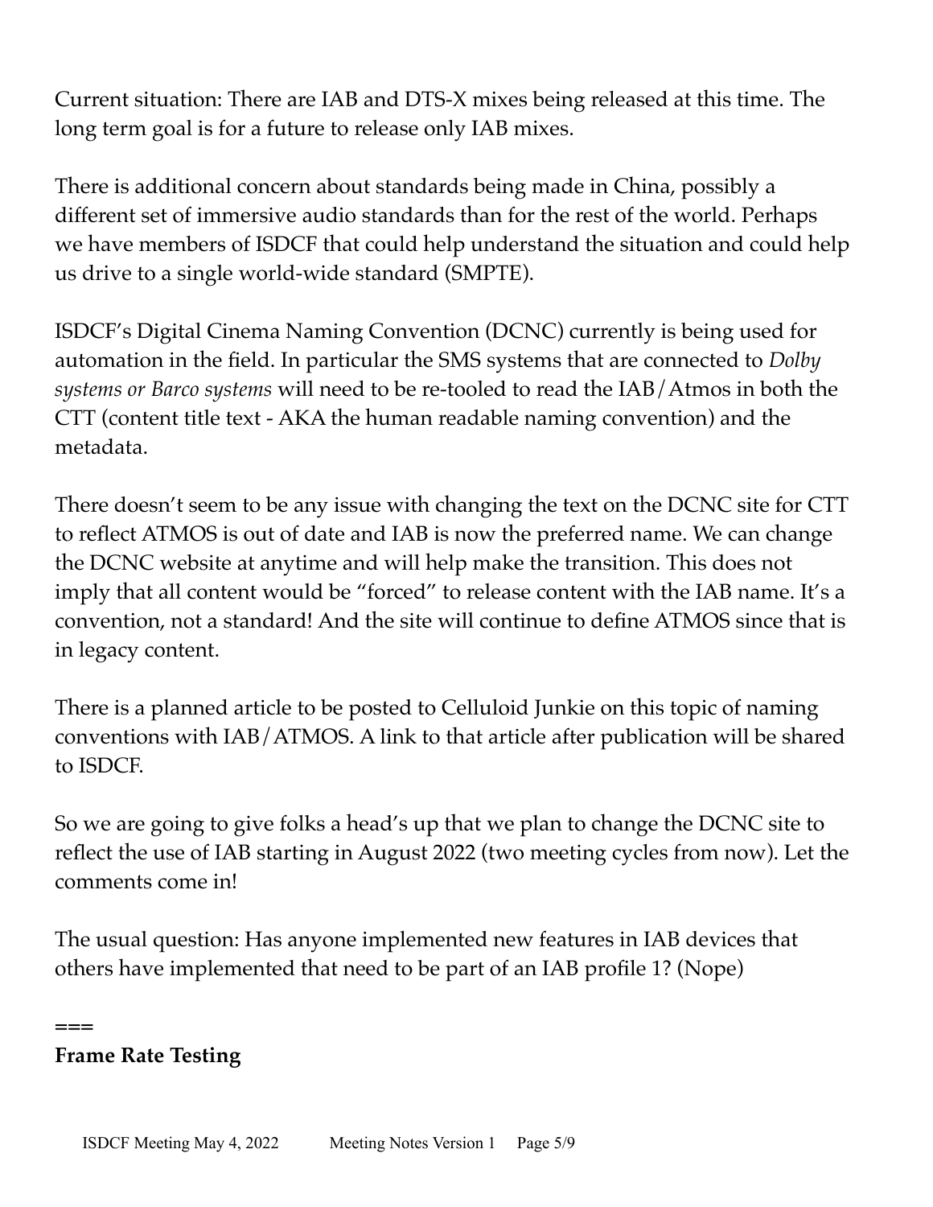Current situation: There are IAB and DTS-X mixes being released at this time. The long term goal is for a future to release only IAB mixes.

There is additional concern about standards being made in China, possibly a different set of immersive audio standards than for the rest of the world. Perhaps we have members of ISDCF that could help understand the situation and could help us drive to a single world-wide standard (SMPTE).

ISDCF's Digital Cinema Naming Convention (DCNC) currently is being used for automation in the field. In particular the SMS systems that are connected to *Dolby systems or Barco systems* will need to be re-tooled to read the IAB/Atmos in both the CTT (content title text - AKA the human readable naming convention) and the metadata.

There doesn't seem to be any issue with changing the text on the DCNC site for CTT to reflect ATMOS is out of date and IAB is now the preferred name. We can change the DCNC website at anytime and will help make the transition. This does not imply that all content would be "forced" to release content with the IAB name. It's a convention, not a standard! And the site will continue to define ATMOS since that is in legacy content.

There is a planned article to be posted to Celluloid Junkie on this topic of naming conventions with IAB/ATMOS. A link to that article after publication will be shared to ISDCF.

So we are going to give folks a head's up that we plan to change the DCNC site to reflect the use of IAB starting in August 2022 (two meeting cycles from now). Let the comments come in!

The usual question: Has anyone implemented new features in IAB devices that others have implemented that need to be part of an IAB profile 1? (Nope)

===

**Frame Rate Testing**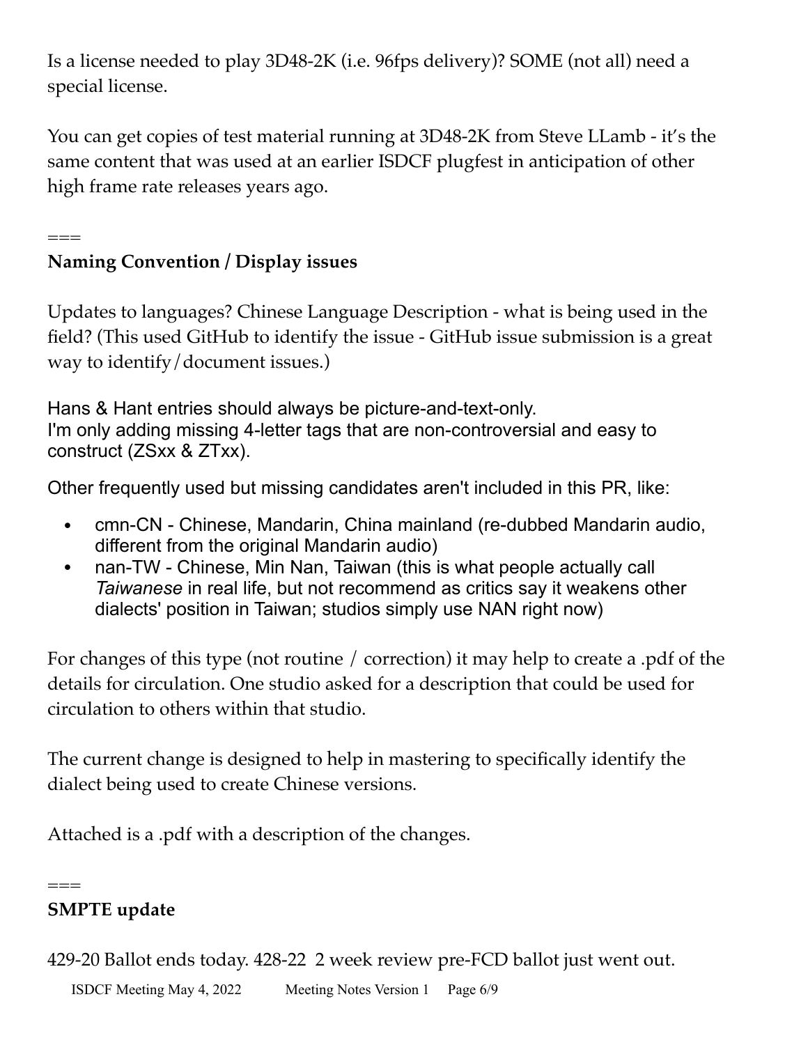Is a license needed to play 3D48-2K (i.e. 96fps delivery)? SOME (not all) need a special license.

You can get copies of test material running at 3D48-2K from Steve LLamb - it's the same content that was used at an earlier ISDCF plugfest in anticipation of other high frame rate releases years ago.

===

**Naming Convention / Display issues**

Updates to languages? Chinese Language Description - what is being used in the field? (This used GitHub to identify the issue - GitHub issue submission is a great way to identify/document issues.)

Hans & Hant entries should always be picture-and-text-only.
I'm only adding missing 4-letter tags that are non-controversial and easy to construct (ZSxx & ZTxx).

Other frequently used but missing candidates aren't included in this PR, like:

- cmn-CN - Chinese, Mandarin, China mainland (re-dubbed Mandarin audio, different from the original Mandarin audio)
- nan-TW - Chinese, Min Nan, Taiwan (this is what people actually call *Taiwanese* in real life, but not recommend as critics say it weakens other dialects' position in Taiwan; studios simply use NAN right now)

For changes of this type (not routine / correction) it may help to create a .pdf of the details for circulation. One studio asked for a description that could be used for circulation to others within that studio.

The current change is designed to help in mastering to specifically identify the dialect being used to create Chinese versions.

Attached is a .pdf with a description of the changes.

===

**SMPTE update**

429-20 Ballot ends today. 428-22 2 week review pre-FCD ballot just went out.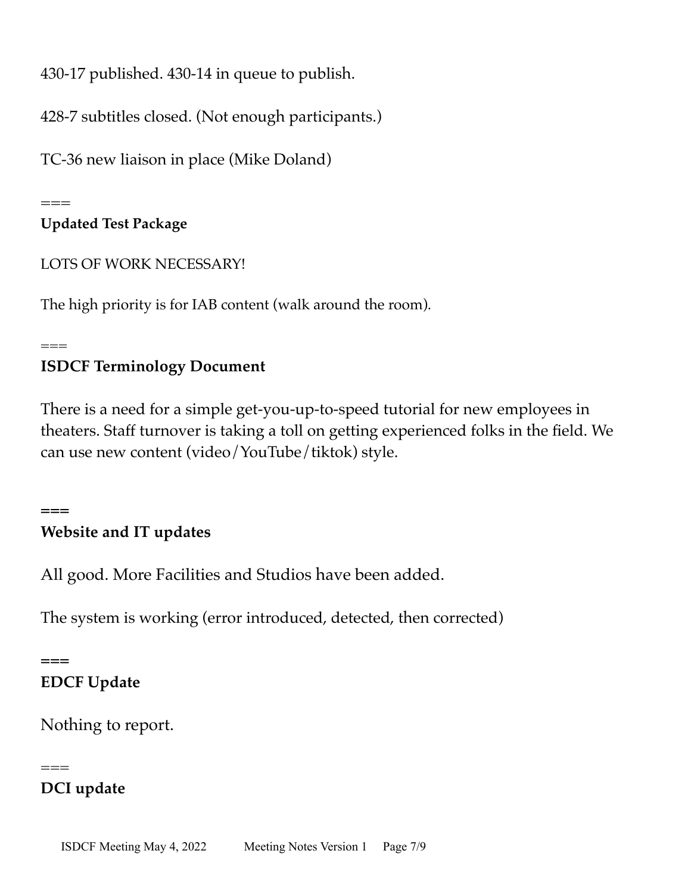430-17 published. 430-14 in queue to publish.

428-7 subtitles closed. (Not enough participants.)

TC-36 new liaison in place (Mike Doland)

===

**Updated Test Package**

LOTS OF WORK NECESSARY!

The high priority is for IAB content (walk around the room).

===

**ISDCF Terminology Document**

There is a need for a simple get-you-up-to-speed tutorial for new employees in theaters. Staff turnover is taking a toll on getting experienced folks in the field. We can use new content (video/YouTube/tiktok) style.

**===**

**Website and IT updates**

All good. More Facilities and Studios have been added.

The system is working (error introduced, detected, then corrected)

**===**

**EDCF Update**

Nothing to report.

===

**DCI update**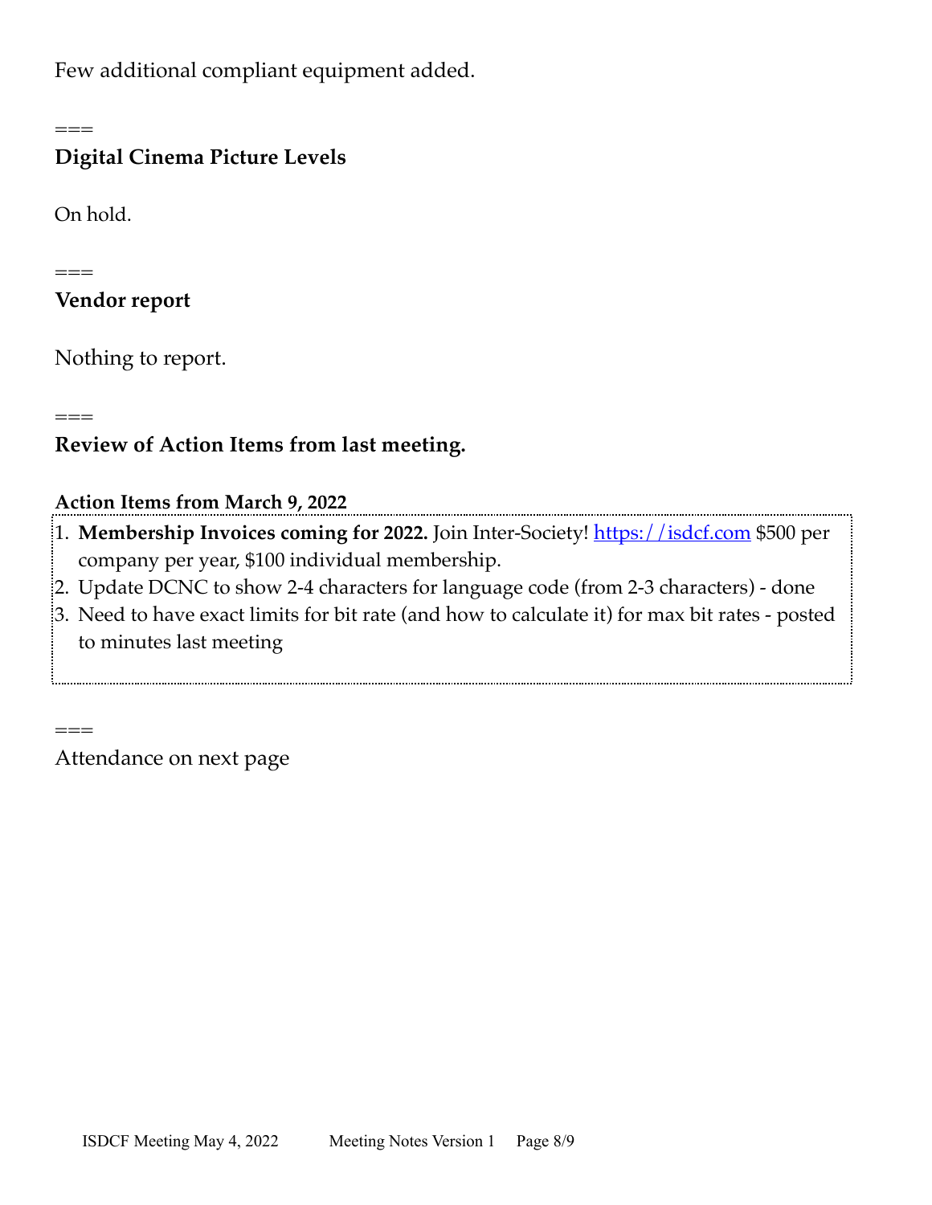Few additional compliant equipment added.

===

**Digital Cinema Picture Levels**

On hold.

===

**Vendor report**

Nothing to report.

===

**Review of Action Items from last meeting.**

**Action Items from March 9, 2022**

1. **Membership Invoices coming for 2022.** Join Inter-Society! https://isdcf.com $500 per company per year, $100 individual membership.
2. Update DCNC to show 2-4 characters for language code (from 2-3 characters) - done
3. Need to have exact limits for bit rate (and how to calculate it) for max bit rates - posted to minutes last meeting

===

Attendance on next page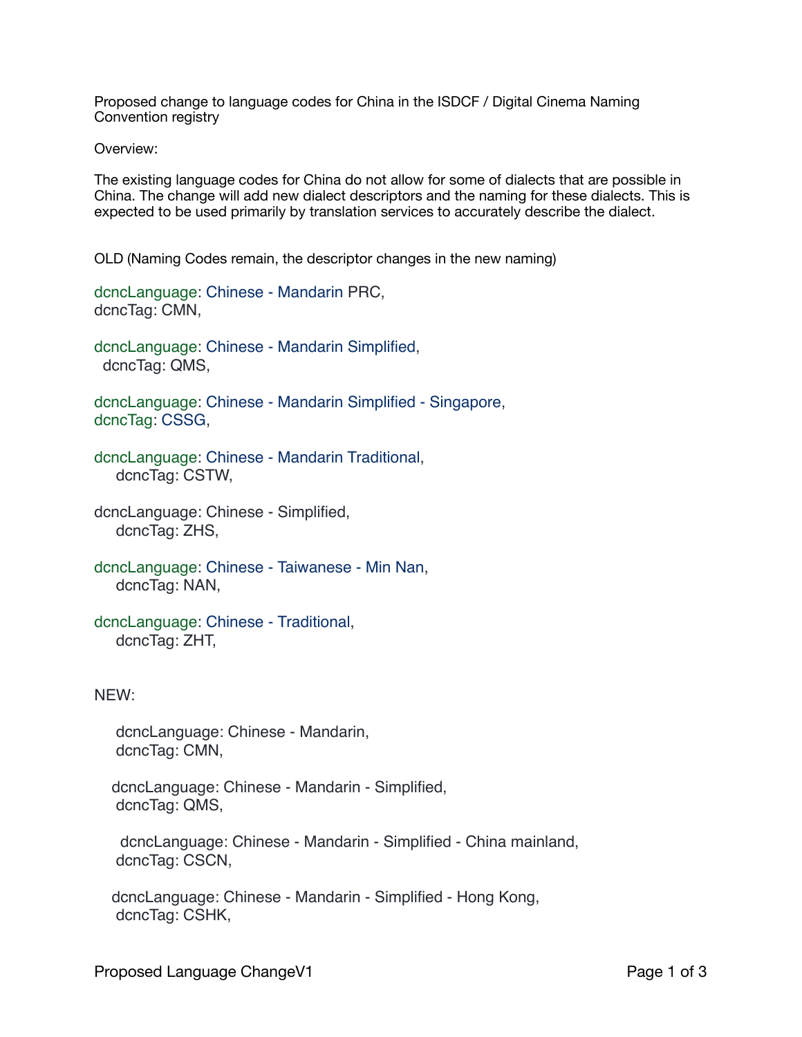Proposed change to language codes for China in the ISDCF / Digital Cinema Naming Convention registry

Overview:

The existing language codes for China do not allow for some of dialects that are possible in China. The change will add new dialect descriptors and the naming for these dialects. This is expected to be used primarily by translation services to accurately describe the dialect.

OLD (Naming Codes remain, the descriptor changes in the new naming)

dcncLanguage: Chinese - Mandarin PRC,
dcncTag: CMN,

dcncLanguage: Chinese - Mandarin Simplified,
dcncTag: QMS,

dcncLanguage: Chinese - Mandarin Simplified - Singapore,
dcncTag: CSSG,

dcncLanguage: Chinese - Mandarin Traditional,
dcncTag: CSTW,

dcncLanguage: Chinese - Simplified,
dcncTag: ZHS,

dcncLanguage: Chinese - Taiwanese - Min Nan,
dcncTag: NAN,

dcncLanguage: Chinese - Traditional,
dcncTag: ZHT,

NEW:

dcncLanguage: Chinese - Mandarin,
dcncTag: CMN,

dcncLanguage: Chinese - Mandarin - Simplified,
dcncTag: QMS,

dcncLanguage: Chinese - Mandarin - Simplified - China mainland,
dcncTag: CSCN,

dcncLanguage: Chinese - Mandarin - Simplified - Hong Kong,
dcncTag: CSHK,

Proposed Language ChangeV1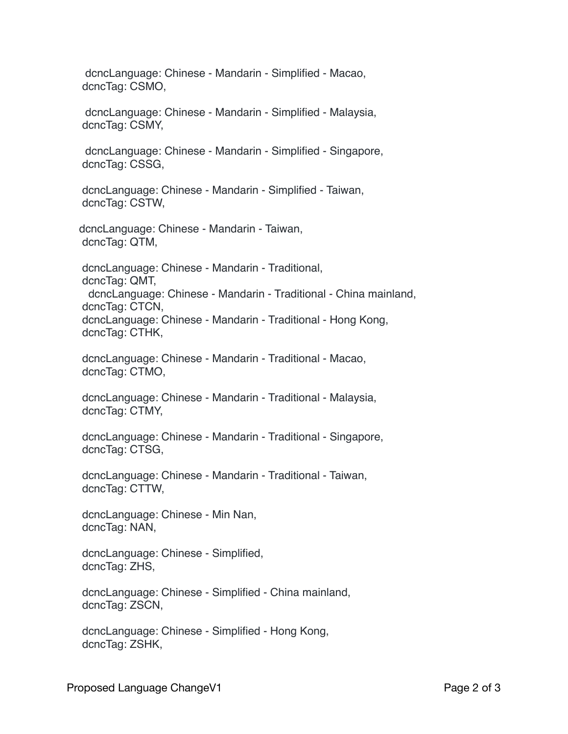dcncLanguage: Chinese - Mandarin - Simplified - Macao,
dcncTag: CSMO,

dcncLanguage: Chinese - Mandarin - Simplified - Malaysia,
dcncTag: CSMY,

dcncLanguage: Chinese - Mandarin - Simplified - Singapore,
dcncTag: CSSG,

dcncLanguage: Chinese - Mandarin - Simplified - Taiwan,
dcncTag: CSTW,

dcncLanguage: Chinese - Mandarin - Taiwan,
dcncTag: QTM,

dcncLanguage: Chinese - Mandarin - Traditional,
dcncTag: QMT,
dcncLanguage: Chinese - Mandarin - Traditional - China mainland,
dcncTag: CTCN,
dcncLanguage: Chinese - Mandarin - Traditional - Hong Kong,
dcncTag: CTHK,

dcncLanguage: Chinese - Mandarin - Traditional - Macao,
dcncTag: CTMO,

dcncLanguage: Chinese - Mandarin - Traditional - Malaysia,
dcncTag: CTMY,

dcncLanguage: Chinese - Mandarin - Traditional - Singapore,
dcncTag: CTSG,

dcncLanguage: Chinese - Mandarin - Traditional - Taiwan,
dcncTag: CTTW,

dcncLanguage: Chinese - Min Nan,
dcncTag: NAN,

dcncLanguage: Chinese - Simplified,
dcncTag: ZHS,

dcncLanguage: Chinese - Simplified - China mainland,
dcncTag: ZSCN,

dcncLanguage: Chinese - Simplified - Hong Kong,
dcncTag: ZSHK,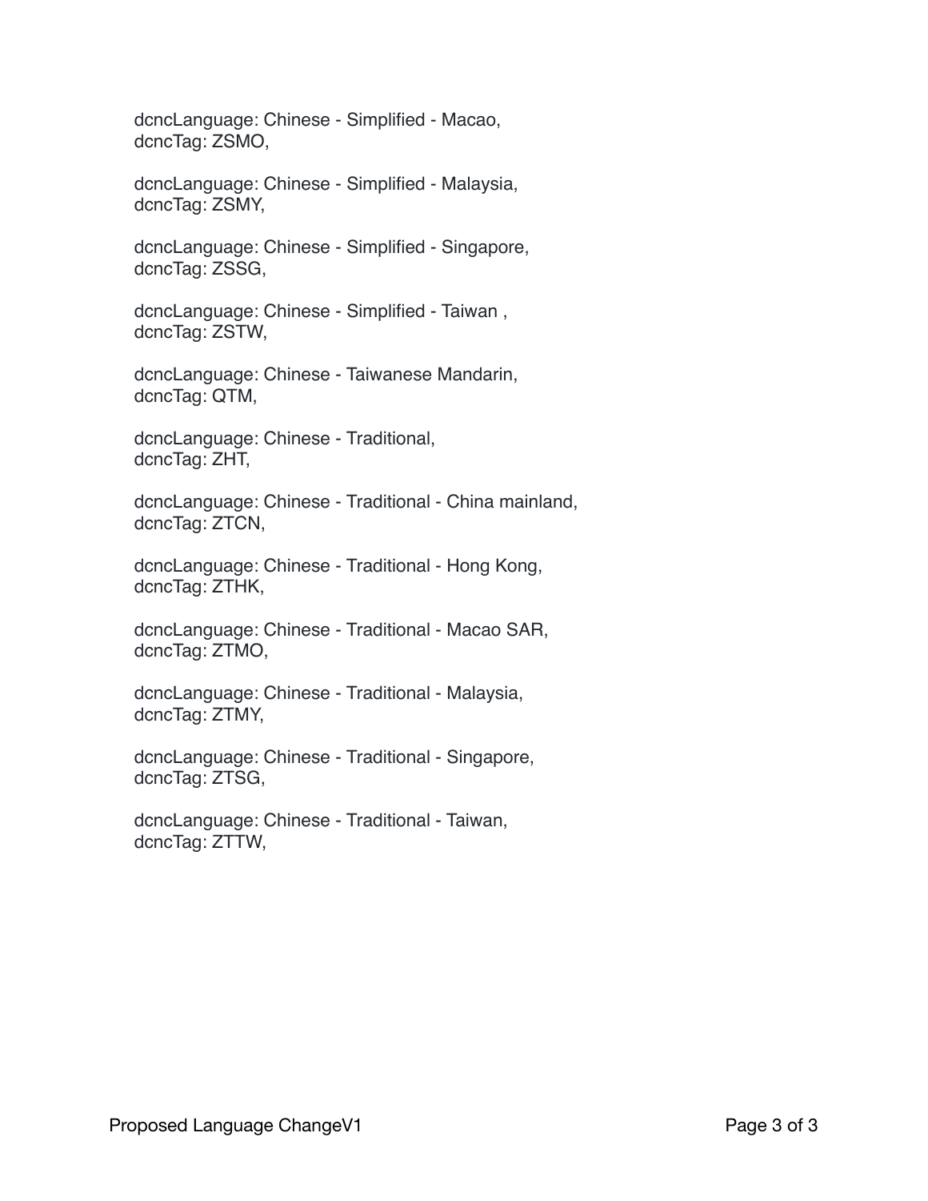dcncLanguage: Chinese - Simplified - Macao,
dcncTag: ZSMO,

dcncLanguage: Chinese - Simplified - Malaysia,
dcncTag: ZSMY,

dcncLanguage: Chinese - Simplified - Singapore,
dcncTag: ZSSG,

dcncLanguage: Chinese - Simplified - Taiwan ,
dcncTag: ZSTW,

dcncLanguage: Chinese - Taiwanese Mandarin,
dcncTag: QTM,

dcncLanguage: Chinese - Traditional,
dcncTag: ZHT,

dcncLanguage: Chinese - Traditional - China mainland,
dcncTag: ZTCN,

dcncLanguage: Chinese - Traditional - Hong Kong,
dcncTag: ZTHK,

dcncLanguage: Chinese - Traditional - Macao SAR,
dcncTag: ZTMO,

dcncLanguage: Chinese - Traditional - Malaysia,
dcncTag: ZTMY,

dcncLanguage: Chinese - Traditional - Singapore,
dcncTag: ZTSG,

dcncLanguage: Chinese - Traditional - Taiwan,
dcncTag: ZTTW,